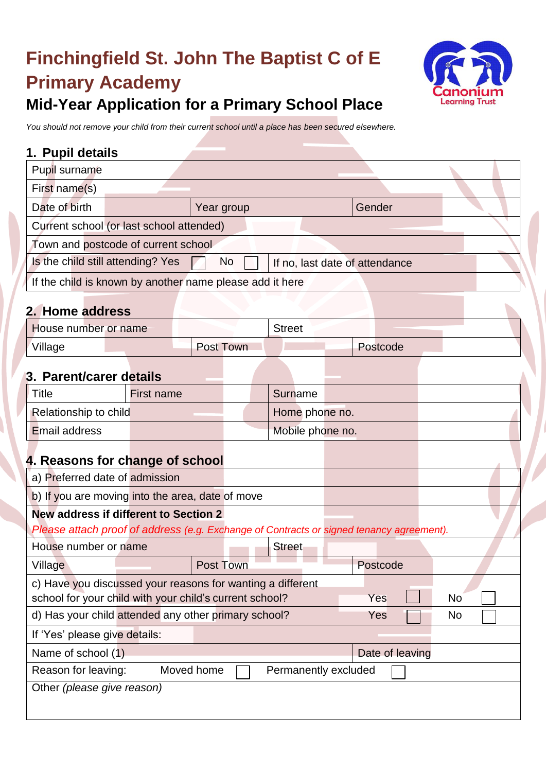# Finchingfield St. John The Baptist C of E Primary Academy

Canonium Learning Trust

## Mid-Year Application for a Primary School Place

*You should not remove your child from their current school until a place has been secured elsewhere.*

### 1. Pupil details

| Pupil surname | | |
|---|---|---|
| First name(s) | | |
| Date of birth | Year group | Gender |
| Current school (or last school attended) | | |
| Town and postcode of current school | | |
| Is the child still attending? Yes ☐ No ☐ | If no, last date of attendance | |
| If the child is known by another name please add it here | | |

### 2. Home address

| House number or name | | Street | |
|---|---|---|---|
| Village | Post Town | | Postcode |

### 3. Parent/carer details

| Title | First name | Surname |
|---|---|---|
| Relationship to child | | Home phone no. |
| Email address | | Mobile phone no. |

### 4. Reasons for change of school

| a) Preferred date of admission | | | |
|---|---|---|---|
| b) If you are moving into the area, date of move | | | |
| **New address if different to Section 2** *Please attach proof of address (e.g. Exchange of Contracts or signed tenancy agreement).* | | | |
| House number or name | | Street | |
| Village | Post Town | | Postcode |
| c) Have you discussed your reasons for wanting a different school for your child with your child's current school? | | Yes ☐ | No ☐ |
| d) Has your child attended any other primary school? | | Yes ☐ | No ☐ |
| If 'Yes' please give details: | | | |
| Name of school (1) | | Date of leaving | |
| Reason for leaving: Moved home ☐ | Permanently excluded ☐ | | |
| Other *(please give reason)* | | | |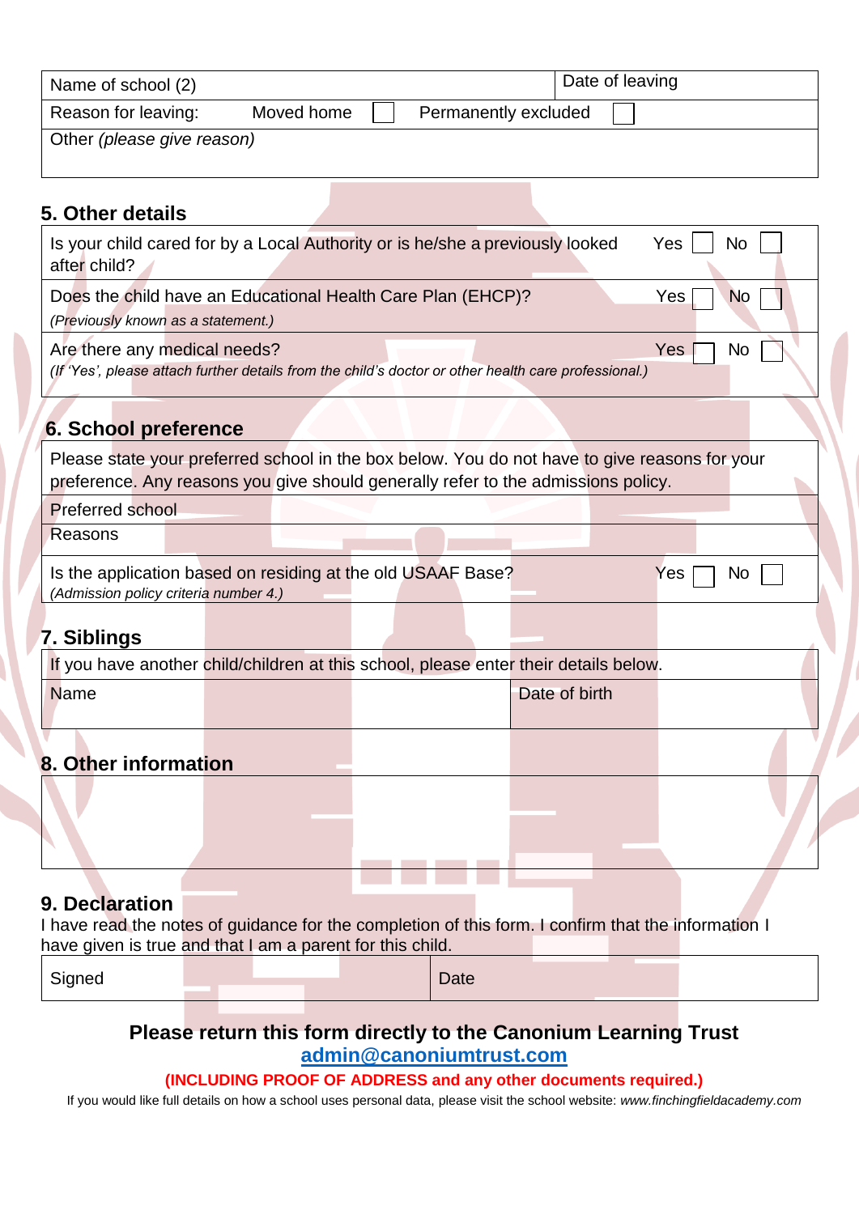| Name of school (2) | Date of leaving |
|---|---|
| Reason for leaving: Moved home ☐ Permanently excluded ☐ | |
| Other *(please give reason)* | |

## 5. Other details

| | |
|---|---|
| Is your child cared for by a Local Authority or is he/she a previously looked after child? | Yes ☐ No ☐ |
| Does the child have an Educational Health Care Plan (EHCP)? *(Previously known as a statement.)* | Yes ☐ No ☐ |
| Are there any medical needs? *(If 'Yes', please attach further details from the child's doctor or other health care professional.)* | Yes ☐ No ☐ |

## 6. School preference

| | |
|---|---|
| Please state your preferred school in the box below. You do not have to give reasons for your preference. Any reasons you give should generally refer to the admissions policy. | |
| Preferred school | |
| Reasons | |
| Is the application based on residing at the old USAAF Base? *(Admission policy criteria number 4.)* | Yes ☐ No ☐ |

## 7. Siblings

| If you have another child/children at this school, please enter their details below. | |
|---|---|
| Name | Date of birth |

## 8. Other information

| |
|---|
| |

## 9. Declaration

I have read the notes of guidance for the completion of this form. I confirm that the information I have given is true and that I am a parent for this child.

| Signed | Date |
|---|---|

**Please return this form directly to the Canonium Learning Trust**

**admin@canoniumtrust.com**

**(INCLUDING PROOF OF ADDRESS and any other documents required.)**

If you would like full details on how a school uses personal data, please visit the school website: *www.finchingfieldacademy.com*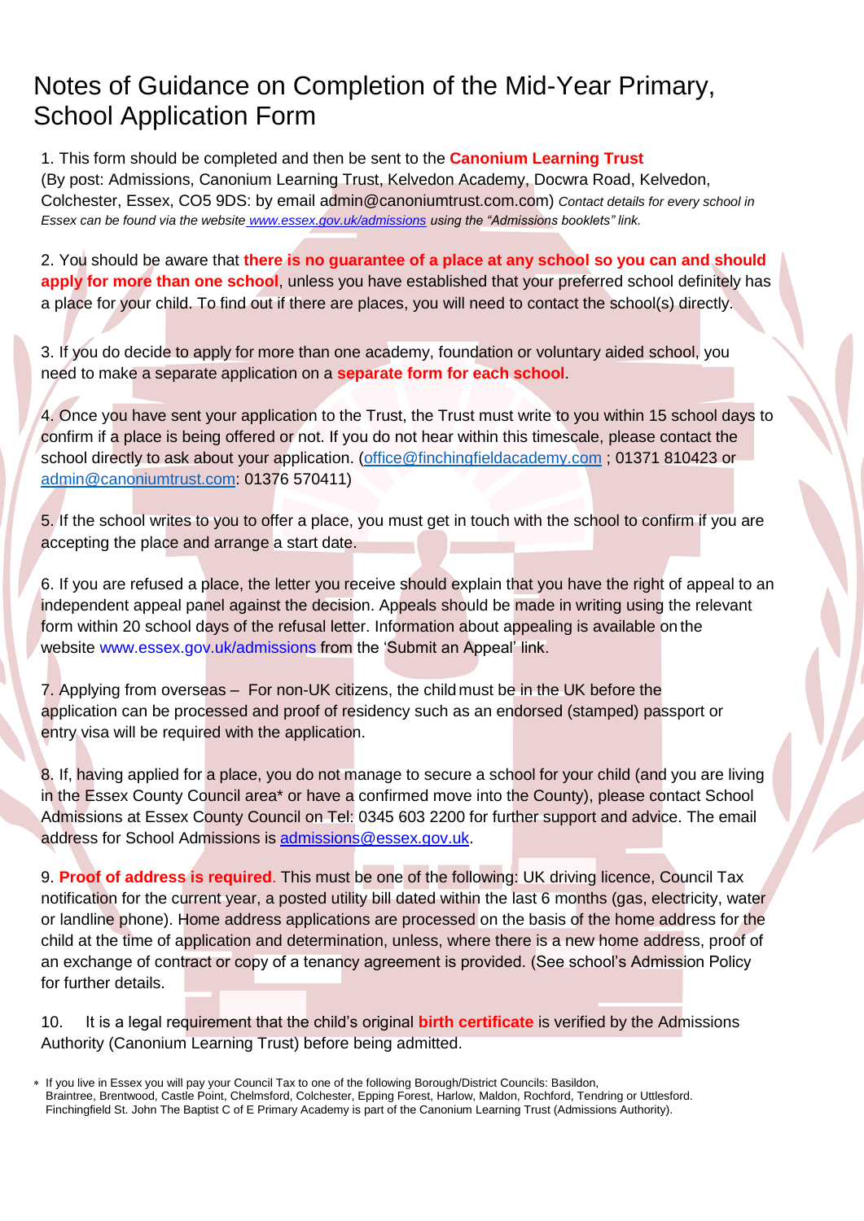# Notes of Guidance on Completion of the Mid-Year Primary, School Application Form

1. This form should be completed and then be sent to the **Canonium Learning Trust** (By post: Admissions, Canonium Learning Trust, Kelvedon Academy, Docwra Road, Kelvedon, Colchester, Essex, CO5 9DS: by email admin@canoniumtrust.com.com) *Contact details for every school in Essex can be found via the website www.essex.gov.uk/admissions using the "Admissions booklets" link.*

2. You should be aware that **there is no guarantee of a place at any school so you can and should apply for more than one school**, unless you have established that your preferred school definitely has a place for your child. To find out if there are places, you will need to contact the school(s) directly.

3. If you do decide to apply for more than one academy, foundation or voluntary aided school, you need to make a separate application on a **separate form for each school**.

4. Once you have sent your application to the Trust, the Trust must write to you within 15 school days to confirm if a place is being offered or not. If you do not hear within this timescale, please contact the school directly to ask about your application. (office@finchingfieldacademy.com ; 01371 810423 or admin@canoniumtrust.com: 01376 570411)

5. If the school writes to you to offer a place, you must get in touch with the school to confirm if you are accepting the place and arrange a start date.

6. If you are refused a place, the letter you receive should explain that you have the right of appeal to an independent appeal panel against the decision. Appeals should be made in writing using the relevant form within 20 school days of the refusal letter. Information about appealing is available on the website www.essex.gov.uk/admissions from the 'Submit an Appeal' link.

7. Applying from overseas – For non-UK citizens, the child must be in the UK before the application can be processed and proof of residency such as an endorsed (stamped) passport or entry visa will be required with the application.

8. If, having applied for a place, you do not manage to secure a school for your child (and you are living in the Essex County Council area* or have a confirmed move into the County), please contact School Admissions at Essex County Council on Tel: 0345 603 2200 for further support and advice. The email address for School Admissions is admissions@essex.gov.uk.

9. **Proof of address is required**. This must be one of the following: UK driving licence, Council Tax notification for the current year, a posted utility bill dated within the last 6 months (gas, electricity, water or landline phone). Home address applications are processed on the basis of the home address for the child at the time of application and determination, unless, where there is a new home address, proof of an exchange of contract or copy of a tenancy agreement is provided. (See school's Admission Policy for further details.

10. It is a legal requirement that the child's original **birth certificate** is verified by the Admissions Authority (Canonium Learning Trust) before being admitted.

* If you live in Essex you will pay your Council Tax to one of the following Borough/District Councils: Basildon, Braintree, Brentwood, Castle Point, Chelmsford, Colchester, Epping Forest, Harlow, Maldon, Rochford, Tendring or Uttlesford. Finchingfield St. John The Baptist C of E Primary Academy is part of the Canonium Learning Trust (Admissions Authority).